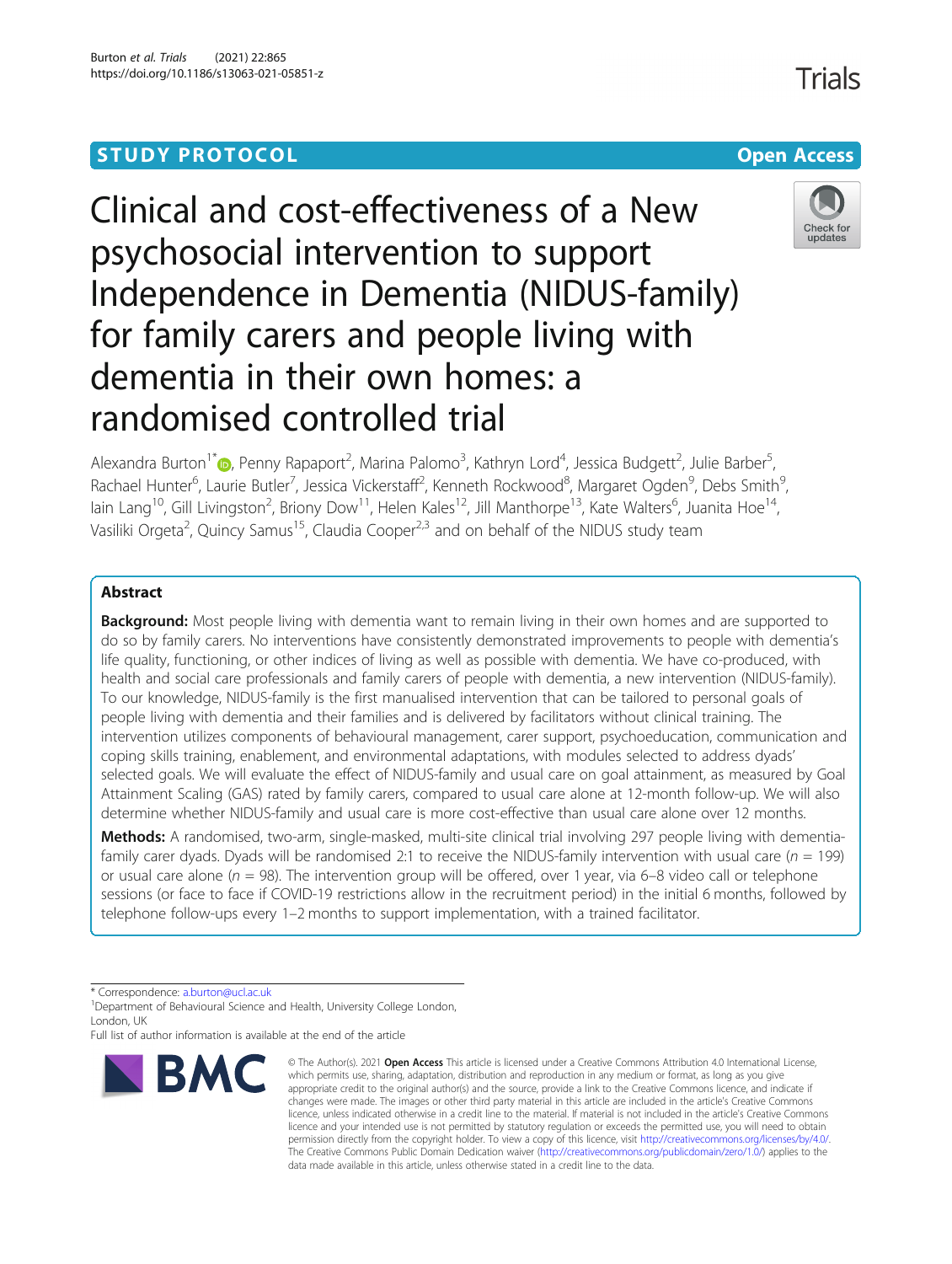STUDY PROTOCOL | Open Access

# Clinical and cost-effectiveness of a New psychosocial intervention to support Independence in Dementia (NIDUS-family) for family carers and people living with dementia in their own homes: a randomised controlled trial

Alexandra Burton[1*], Penny Rapaport[2], Marina Palomo[3], Kathryn Lord[4], Jessica Budgett[2], Julie Barber[5], Rachael Hunter[6], Laurie Butler[7], Jessica Vickerstaff[2], Kenneth Rockwood[8], Margaret Ogden[9], Debs Smith[9], Iain Lang[10], Gill Livingston[2], Briony Dow[11], Helen Kales[12], Jill Manthorpe[13], Kate Walters[6], Juanita Hoe[14], Vasiliki Orgeta[2], Quincy Samus[15], Claudia Cooper[2,3] and on behalf of the NIDUS study team

## Abstract

**Background:** Most people living with dementia want to remain living in their own homes and are supported to do so by family carers. No interventions have consistently demonstrated improvements to people with dementia's life quality, functioning, or other indices of living as well as possible with dementia. We have co-produced, with health and social care professionals and family carers of people with dementia, a new intervention (NIDUS-family). To our knowledge, NIDUS-family is the first manualised intervention that can be tailored to personal goals of people living with dementia and their families and is delivered by facilitators without clinical training. The intervention utilizes components of behavioural management, carer support, psychoeducation, communication and coping skills training, enablement, and environmental adaptations, with modules selected to address dyads' selected goals. We will evaluate the effect of NIDUS-family and usual care on goal attainment, as measured by Goal Attainment Scaling (GAS) rated by family carers, compared to usual care alone at 12-month follow-up. We will also determine whether NIDUS-family and usual care is more cost-effective than usual care alone over 12 months.

**Methods:** A randomised, two-arm, single-masked, multi-site clinical trial involving 297 people living with dementia-family carer dyads. Dyads will be randomised 2:1 to receive the NIDUS-family intervention with usual care ($n$ = 199) or usual care alone ($n$ = 98). The intervention group will be offered, over 1 year, via 6–8 video call or telephone sessions (or face to face if COVID-19 restrictions allow in the recruitment period) in the initial 6 months, followed by telephone follow-ups every 1–2 months to support implementation, with a trained facilitator.

\* Correspondence: a.burton@ucl.ac.uk
[1]Department of Behavioural Science and Health, University College London, London, UK
Full list of author information is available at the end of the article

© The Author(s). 2021 **Open Access** This article is licensed under a Creative Commons Attribution 4.0 International License, which permits use, sharing, adaptation, distribution and reproduction in any medium or format, as long as you give appropriate credit to the original author(s) and the source, provide a link to the Creative Commons licence, and indicate if changes were made. The images or other third party material in this article are included in the article's Creative Commons licence, unless indicated otherwise in a credit line to the material. If material is not included in the article's Creative Commons licence and your intended use is not permitted by statutory regulation or exceeds the permitted use, you will need to obtain permission directly from the copyright holder. To view a copy of this licence, visit http://creativecommons.org/licenses/by/4.0/. The Creative Commons Public Domain Dedication waiver (http://creativecommons.org/publicdomain/zero/1.0/) applies to the data made available in this article, unless otherwise stated in a credit line to the data.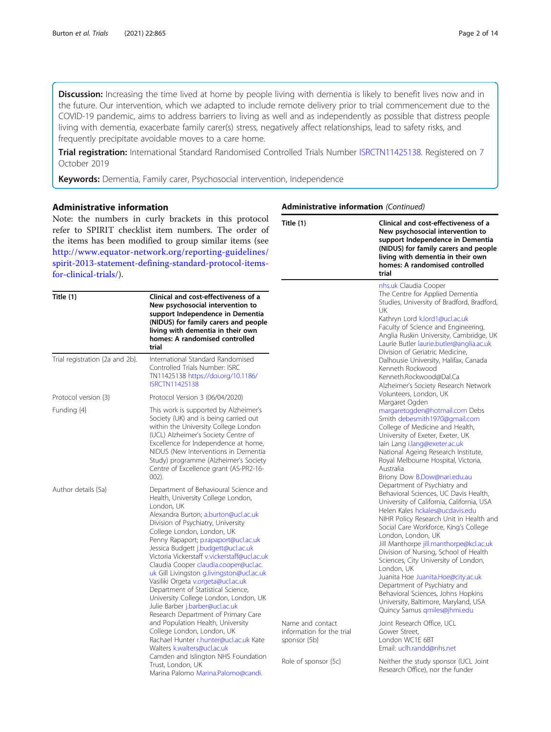**Discussion:** Increasing the time lived at home by people living with dementia is likely to benefit lives now and in the future. Our intervention, which we adapted to include remote delivery prior to trial commencement due to the COVID-19 pandemic, aims to address barriers to living as well and as independently as possible that distress people living with dementia, exacerbate family carer(s) stress, negatively affect relationships, lead to safety risks, and frequently precipitate avoidable moves to a care home.

**Trial registration:** International Standard Randomised Controlled Trials Number ISRCTN11425138. Registered on 7 October 2019

**Keywords:** Dementia, Family carer, Psychosocial intervention, Independence

## Administrative information

Note: the numbers in curly brackets in this protocol refer to SPIRIT checklist item numbers. The order of the items has been modified to group similar items (see http://www.equator-network.org/reporting-guidelines/spirit-2013-statement-defining-standard-protocol-items-for-clinical-trials/).

| Title {1} | Clinical and cost-effectiveness of a New psychosocial intervention to support Independence in Dementia (NIDUS) for family carers and people living with dementia in their own homes: A randomised controlled trial |
|---|---|
| Trial registration {2a and 2b}. | International Standard Randomised Controlled Trials Number: ISRCTN11425138 https://doi.org/10.1186/ISRCTN11425138 |
| Protocol version {3} | Protocol Version 3 (06/04/2020) |
| Funding {4} | This work is supported by Alzheimer's Society (UK) and is being carried out within the University College London (UCL) Alzheimer's Society Centre of Excellence for Independence at home, NIDUS (New Interventions in Dementia Study) programme (Alzheimer's Society Centre of Excellence grant (AS-PR2-16-002). |
| Author details {5a} | Department of Behavioural Science and Health, University College London, London, UK Alexandra Burton; a.burton@ucl.ac.uk Division of Psychiatry, University College London, London, UK Penny Rapaport; p.rapaport@ucl.ac.uk Jessica Budgett j.budgett@ucl.ac.uk Victoria Vickerstaff v.vickerstaff@ucl.ac.uk Claudia Cooper claudia.cooper@ucl.ac.uk Gill Livingston g.livingston@ucl.ac.uk Vasiliki Orgeta v.orgeta@ucl.ac.uk Department of Statistical Science, University College London, London, UK Julie Barber j.barber@ucl.ac.uk Research Department of Primary Care and Population Health, University College London, London, UK Rachael Hunter r.hunter@ucl.ac.uk Kate Walters k.walters@ucl.ac.uk Camden and Islington NHS Foundation Trust, London, UK Marina Palomo Marina.Palomo@candi.nhs.uk Claudia Cooper The Centre for Applied Dementia Studies, University of Bradford, Bradford, UK Kathryn Lord k.lord1@ucl.ac.uk Faculty of Science and Engineering, Anglia Ruskin University, Cambridge, UK Laurie Butler laurie.butler@anglia.ac.uk Division of Geriatric Medicine, Dalhousie University, Halifax, Canada Kenneth Rockwood Kenneth.Rockwood@Dal.Ca Alzheimer's Society Research Network Volunteers, London, UK Margaret Ogden margaretogden@hotmail.com Debs Smith debesmith1970@gmail.com College of Medicine and Health, University of Exeter, Exeter, UK Iain Lang i.lang@exeter.ac.uk National Ageing Research Institute, Royal Melbourne Hospital, Victoria, Australia Briony Dow B.Dow@nari.edu.au Department of Psychiatry and Behavioral Sciences, UC Davis Health, University of California, California, USA Helen Kales hckales@ucdavis.edu NIHR Policy Research Unit in Health and Social Care Workforce, King's College London, London, UK Jill Manthorpe jill.manthorpe@kcl.ac.uk Division of Nursing, School of Health Sciences, City University of London, London, UK Juanita Hoe Juanita.Hoe@city.ac.uk Department of Psychiatry and Behavioral Sciences, Johns Hopkins University, Baltimore, Maryland, USA Quincy Samus qmiles@jhmi.edu |
| Name and contact information for the trial sponsor {5b} | Joint Research Office, UCL Gower Street, London WC1E 6BT Email: uclh.randd@nhs.net |
| Role of sponsor {5c} | Neither the study sponsor (UCL Joint Research Office), nor the funder |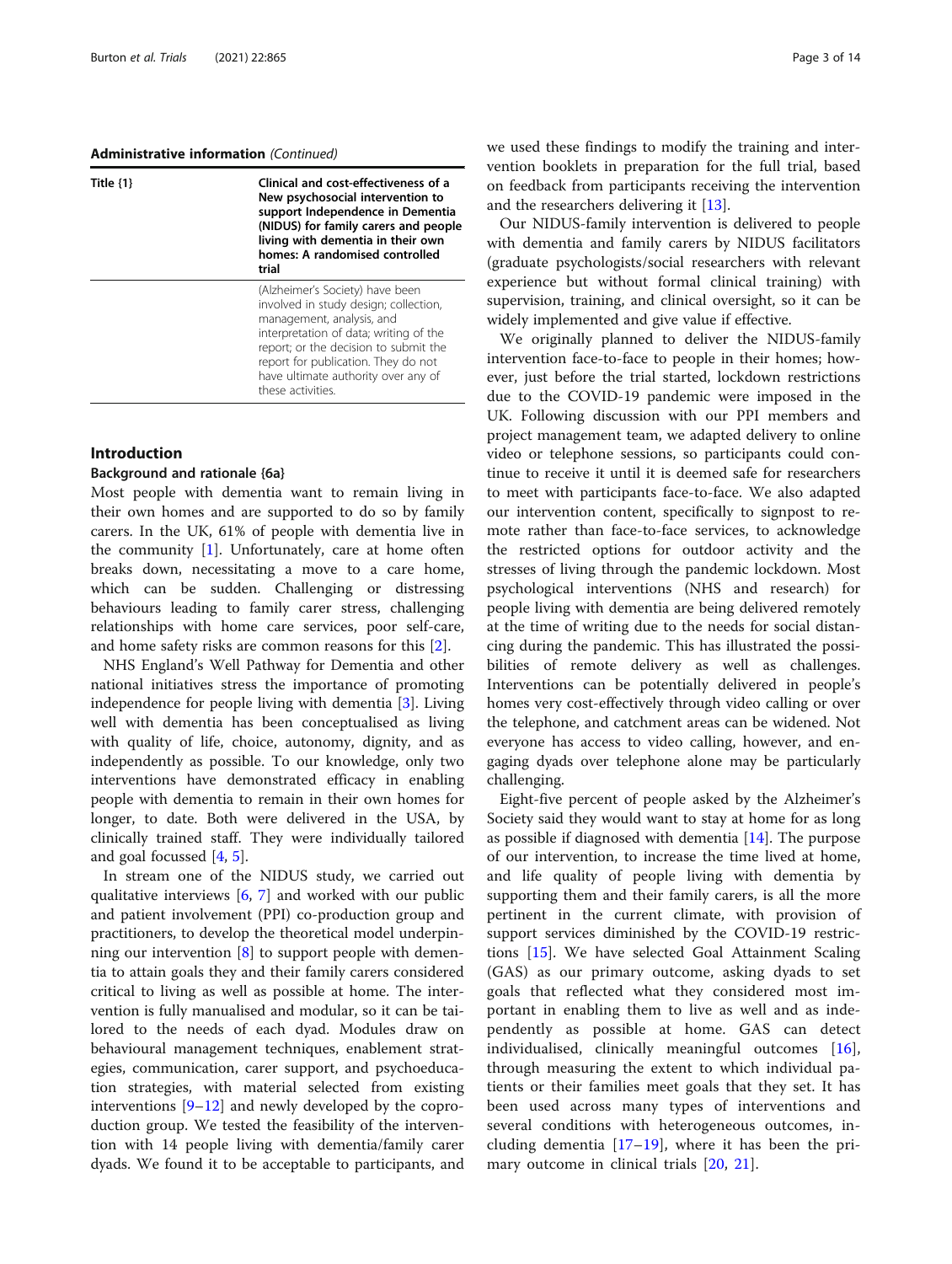**Administrative information** *(Continued)*

| Title {1} | Clinical and cost-effectiveness of a New psychosocial intervention to support Independence in Dementia (NIDUS) for family carers and people living with dementia in their own homes: A randomised controlled trial |
|---|---|
| | (Alzheimer's Society) have been involved in study design; collection, management, analysis, and interpretation of data; writing of the report; or the decision to submit the report for publication. They do not have ultimate authority over any of these activities. |

## Introduction

### Background and rationale {6a}

Most people with dementia want to remain living in their own homes and are supported to do so by family carers. In the UK, 61% of people with dementia live in the community [1]. Unfortunately, care at home often breaks down, necessitating a move to a care home, which can be sudden. Challenging or distressing behaviours leading to family carer stress, challenging relationships with home care services, poor self-care, and home safety risks are common reasons for this [2].

NHS England's Well Pathway for Dementia and other national initiatives stress the importance of promoting independence for people living with dementia [3]. Living well with dementia has been conceptualised as living with quality of life, choice, autonomy, dignity, and as independently as possible. To our knowledge, only two interventions have demonstrated efficacy in enabling people with dementia to remain in their own homes for longer, to date. Both were delivered in the USA, by clinically trained staff. They were individually tailored and goal focussed [4, 5].

In stream one of the NIDUS study, we carried out qualitative interviews [6, 7] and worked with our public and patient involvement (PPI) co-production group and practitioners, to develop the theoretical model underpinning our intervention [8] to support people with dementia to attain goals they and their family carers considered critical to living as well as possible at home. The intervention is fully manualised and modular, so it can be tailored to the needs of each dyad. Modules draw on behavioural management techniques, enablement strategies, communication, carer support, and psychoeducation strategies, with material selected from existing interventions [9–12] and newly developed by the coproduction group. We tested the feasibility of the intervention with 14 people living with dementia/family carer dyads. We found it to be acceptable to participants, and we used these findings to modify the training and intervention booklets in preparation for the full trial, based on feedback from participants receiving the intervention and the researchers delivering it [13].

Our NIDUS-family intervention is delivered to people with dementia and family carers by NIDUS facilitators (graduate psychologists/social researchers with relevant experience but without formal clinical training) with supervision, training, and clinical oversight, so it can be widely implemented and give value if effective.

We originally planned to deliver the NIDUS-family intervention face-to-face to people in their homes; however, just before the trial started, lockdown restrictions due to the COVID-19 pandemic were imposed in the UK. Following discussion with our PPI members and project management team, we adapted delivery to online video or telephone sessions, so participants could continue to receive it until it is deemed safe for researchers to meet with participants face-to-face. We also adapted our intervention content, specifically to signpost to remote rather than face-to-face services, to acknowledge the restricted options for outdoor activity and the stresses of living through the pandemic lockdown. Most psychological interventions (NHS and research) for people living with dementia are being delivered remotely at the time of writing due to the needs for social distancing during the pandemic. This has illustrated the possibilities of remote delivery as well as challenges. Interventions can be potentially delivered in people's homes very cost-effectively through video calling or over the telephone, and catchment areas can be widened. Not everyone has access to video calling, however, and engaging dyads over telephone alone may be particularly challenging.

Eight-five percent of people asked by the Alzheimer's Society said they would want to stay at home for as long as possible if diagnosed with dementia [14]. The purpose of our intervention, to increase the time lived at home, and life quality of people living with dementia by supporting them and their family carers, is all the more pertinent in the current climate, with provision of support services diminished by the COVID-19 restrictions [15]. We have selected Goal Attainment Scaling (GAS) as our primary outcome, asking dyads to set goals that reflected what they considered most important in enabling them to live as well and as independently as possible at home. GAS can detect individualised, clinically meaningful outcomes [16], through measuring the extent to which individual patients or their families meet goals that they set. It has been used across many types of interventions and several conditions with heterogeneous outcomes, including dementia [17–19], where it has been the primary outcome in clinical trials [20, 21].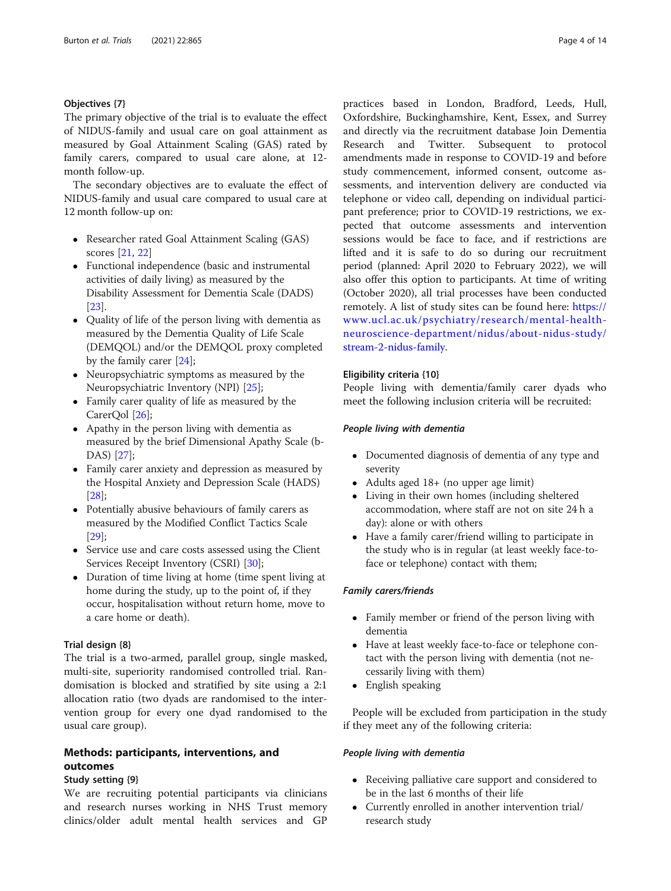### Objectives {7}

The primary objective of the trial is to evaluate the effect of NIDUS-family and usual care on goal attainment as measured by Goal Attainment Scaling (GAS) rated by family carers, compared to usual care alone, at 12-month follow-up.

The secondary objectives are to evaluate the effect of NIDUS-family and usual care compared to usual care at 12 month follow-up on:

- Researcher rated Goal Attainment Scaling (GAS) scores [21, 22]
- Functional independence (basic and instrumental activities of daily living) as measured by the Disability Assessment for Dementia Scale (DADS) [23].
- Quality of life of the person living with dementia as measured by the Dementia Quality of Life Scale (DEMQOL) and/or the DEMQOL proxy completed by the family carer [24];
- Neuropsychiatric symptoms as measured by the Neuropsychiatric Inventory (NPI) [25];
- Family carer quality of life as measured by the CarerQol [26];
- Apathy in the person living with dementia as measured by the brief Dimensional Apathy Scale (b-DAS) [27];
- Family carer anxiety and depression as measured by the Hospital Anxiety and Depression Scale (HADS) [28];
- Potentially abusive behaviours of family carers as measured by the Modified Conflict Tactics Scale [29];
- Service use and care costs assessed using the Client Services Receipt Inventory (CSRI) [30];
- Duration of time living at home (time spent living at home during the study, up to the point of, if they occur, hospitalisation without return home, move to a care home or death).

### Trial design {8}

The trial is a two-armed, parallel group, single masked, multi-site, superiority randomised controlled trial. Randomisation is blocked and stratified by site using a 2:1 allocation ratio (two dyads are randomised to the intervention group for every one dyad randomised to the usual care group).

## Methods: participants, interventions, and outcomes

### Study setting {9}

We are recruiting potential participants via clinicians and research nurses working in NHS Trust memory clinics/older adult mental health services and GP practices based in London, Bradford, Leeds, Hull, Oxfordshire, Buckinghamshire, Kent, Essex, and Surrey and directly via the recruitment database Join Dementia Research and Twitter. Subsequent to protocol amendments made in response to COVID-19 and before study commencement, informed consent, outcome assessments, and intervention delivery are conducted via telephone or video call, depending on individual participant preference; prior to COVID-19 restrictions, we expected that outcome assessments and intervention sessions would be face to face, and if restrictions are lifted and it is safe to do so during our recruitment period (planned: April 2020 to February 2022), we will also offer this option to participants. At time of writing (October 2020), all trial processes have been conducted remotely. A list of study sites can be found here: https://www.ucl.ac.uk/psychiatry/research/mental-health-neuroscience-department/nidus/about-nidus-study/stream-2-nidus-family.

### Eligibility criteria {10}

People living with dementia/family carer dyads who meet the following inclusion criteria will be recruited:

#### *People living with dementia*

- Documented diagnosis of dementia of any type and severity
- Adults aged 18+ (no upper age limit)
- Living in their own homes (including sheltered accommodation, where staff are not on site 24 h a day): alone or with others
- Have a family carer/friend willing to participate in the study who is in regular (at least weekly face-to-face or telephone) contact with them;

#### *Family carers/friends*

- Family member or friend of the person living with dementia
- Have at least weekly face-to-face or telephone contact with the person living with dementia (not necessarily living with them)
- English speaking

People will be excluded from participation in the study if they meet any of the following criteria:

#### *People living with dementia*

- Receiving palliative care support and considered to be in the last 6 months of their life
- Currently enrolled in another intervention trial/research study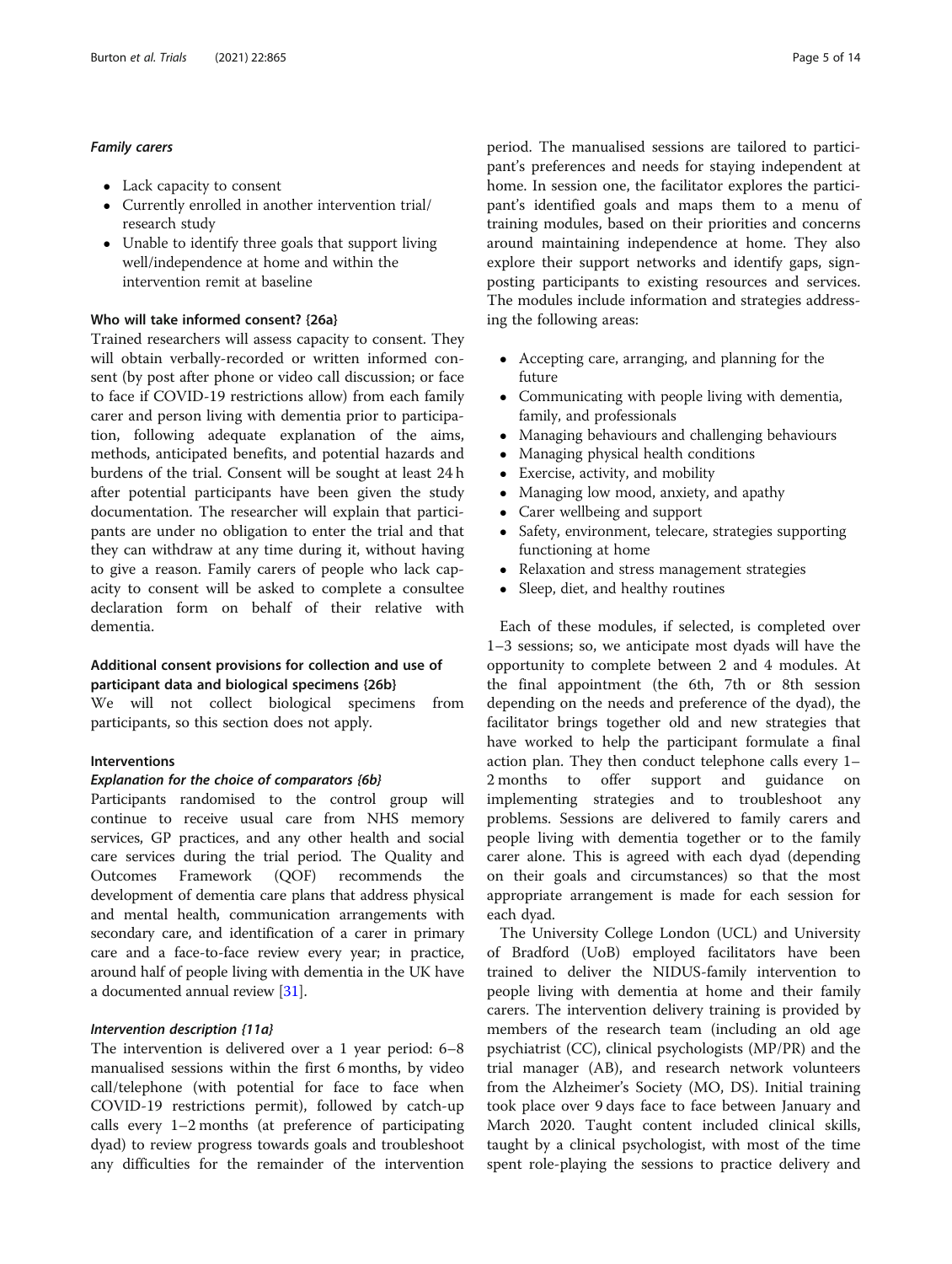#### *Family carers*

- Lack capacity to consent
- Currently enrolled in another intervention trial/research study
- Unable to identify three goals that support living well/independence at home and within the intervention remit at baseline

### Who will take informed consent? {26a}

Trained researchers will assess capacity to consent. They will obtain verbally-recorded or written informed consent (by post after phone or video call discussion; or face to face if COVID-19 restrictions allow) from each family carer and person living with dementia prior to participation, following adequate explanation of the aims, methods, anticipated benefits, and potential hazards and burdens of the trial. Consent will be sought at least 24 h after potential participants have been given the study documentation. The researcher will explain that participants are under no obligation to enter the trial and that they can withdraw at any time during it, without having to give a reason. Family carers of people who lack capacity to consent will be asked to complete a consultee declaration form on behalf of their relative with dementia.

### Additional consent provisions for collection and use of participant data and biological specimens {26b}

We will not collect biological specimens from participants, so this section does not apply.

### Interventions

#### *Explanation for the choice of comparators {6b}*

Participants randomised to the control group will continue to receive usual care from NHS memory services, GP practices, and any other health and social care services during the trial period. The Quality and Outcomes Framework (QOF) recommends the development of dementia care plans that address physical and mental health, communication arrangements with secondary care, and identification of a carer in primary care and a face-to-face review every year; in practice, around half of people living with dementia in the UK have a documented annual review [31].

#### *Intervention description {11a}*

The intervention is delivered over a 1 year period: 6–8 manualised sessions within the first 6 months, by video call/telephone (with potential for face to face when COVID-19 restrictions permit), followed by catch-up calls every 1–2 months (at preference of participating dyad) to review progress towards goals and troubleshoot any difficulties for the remainder of the intervention period. The manualised sessions are tailored to participant's preferences and needs for staying independent at home. In session one, the facilitator explores the participant's identified goals and maps them to a menu of training modules, based on their priorities and concerns around maintaining independence at home. They also explore their support networks and identify gaps, signposting participants to existing resources and services. The modules include information and strategies addressing the following areas:

- Accepting care, arranging, and planning for the future
- Communicating with people living with dementia, family, and professionals
- Managing behaviours and challenging behaviours
- Managing physical health conditions
- Exercise, activity, and mobility
- Managing low mood, anxiety, and apathy
- Carer wellbeing and support
- Safety, environment, telecare, strategies supporting functioning at home
- Relaxation and stress management strategies
- Sleep, diet, and healthy routines

Each of these modules, if selected, is completed over 1–3 sessions; so, we anticipate most dyads will have the opportunity to complete between 2 and 4 modules. At the final appointment (the 6th, 7th or 8th session depending on the needs and preference of the dyad), the facilitator brings together old and new strategies that have worked to help the participant formulate a final action plan. They then conduct telephone calls every 1–2 months to offer support and guidance on implementing strategies and to troubleshoot any problems. Sessions are delivered to family carers and people living with dementia together or to the family carer alone. This is agreed with each dyad (depending on their goals and circumstances) so that the most appropriate arrangement is made for each session for each dyad.

The University College London (UCL) and University of Bradford (UoB) employed facilitators have been trained to deliver the NIDUS-family intervention to people living with dementia at home and their family carers. The intervention delivery training is provided by members of the research team (including an old age psychiatrist (CC), clinical psychologists (MP/PR) and the trial manager (AB), and research network volunteers from the Alzheimer's Society (MO, DS). Initial training took place over 9 days face to face between January and March 2020. Taught content included clinical skills, taught by a clinical psychologist, with most of the time spent role-playing the sessions to practice delivery and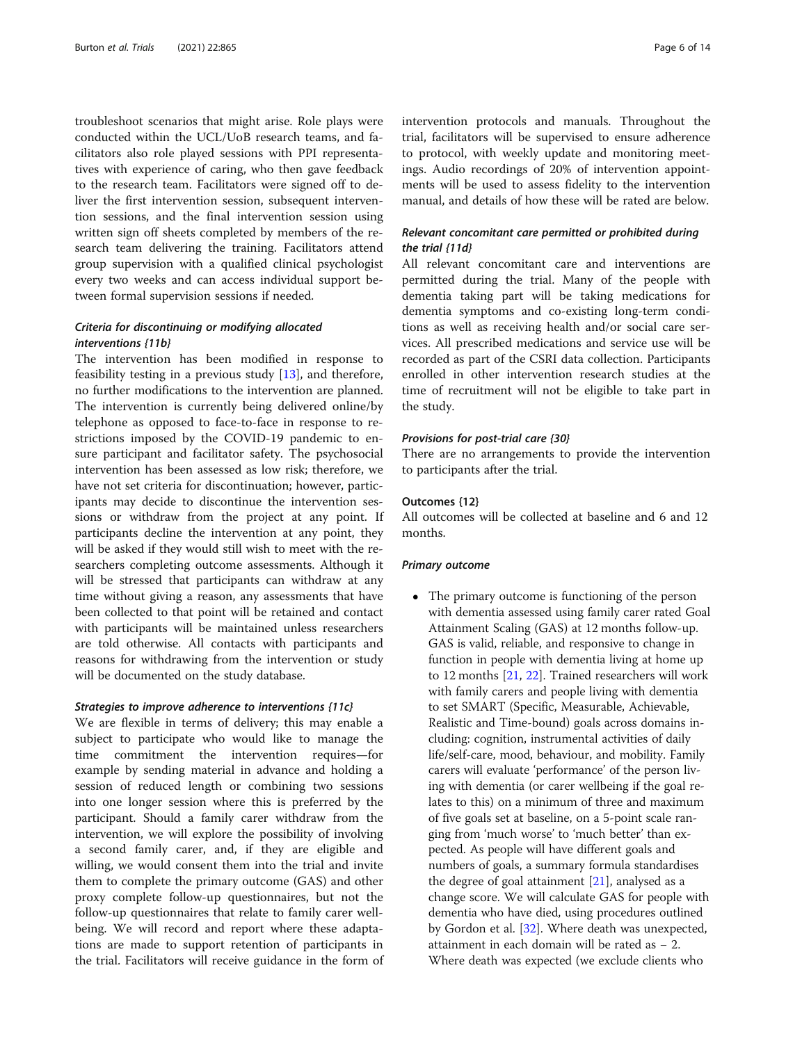troubleshoot scenarios that might arise. Role plays were conducted within the UCL/UoB research teams, and facilitators also role played sessions with PPI representatives with experience of caring, who then gave feedback to the research team. Facilitators were signed off to deliver the first intervention session, subsequent intervention sessions, and the final intervention session using written sign off sheets completed by members of the research team delivering the training. Facilitators attend group supervision with a qualified clinical psychologist every two weeks and can access individual support between formal supervision sessions if needed.

### Criteria for discontinuing or modifying allocated interventions {11b}

The intervention has been modified in response to feasibility testing in a previous study [13], and therefore, no further modifications to the intervention are planned. The intervention is currently being delivered online/by telephone as opposed to face-to-face in response to restrictions imposed by the COVID-19 pandemic to ensure participant and facilitator safety. The psychosocial intervention has been assessed as low risk; therefore, we have not set criteria for discontinuation; however, participants may decide to discontinue the intervention sessions or withdraw from the project at any point. If participants decline the intervention at any point, they will be asked if they would still wish to meet with the researchers completing outcome assessments. Although it will be stressed that participants can withdraw at any time without giving a reason, any assessments that have been collected to that point will be retained and contact with participants will be maintained unless researchers are told otherwise. All contacts with participants and reasons for withdrawing from the intervention or study will be documented on the study database.

### Strategies to improve adherence to interventions {11c}

We are flexible in terms of delivery; this may enable a subject to participate who would like to manage the time commitment the intervention requires—for example by sending material in advance and holding a session of reduced length or combining two sessions into one longer session where this is preferred by the participant. Should a family carer withdraw from the intervention, we will explore the possibility of involving a second family carer, and, if they are eligible and willing, we would consent them into the trial and invite them to complete the primary outcome (GAS) and other proxy complete follow-up questionnaires, but not the follow-up questionnaires that relate to family carer wellbeing. We will record and report where these adaptations are made to support retention of participants in the trial. Facilitators will receive guidance in the form of intervention protocols and manuals. Throughout the trial, facilitators will be supervised to ensure adherence to protocol, with weekly update and monitoring meetings. Audio recordings of 20% of intervention appointments will be used to assess fidelity to the intervention manual, and details of how these will be rated are below.

### Relevant concomitant care permitted or prohibited during the trial {11d}

All relevant concomitant care and interventions are permitted during the trial. Many of the people with dementia taking part will be taking medications for dementia symptoms and co-existing long-term conditions as well as receiving health and/or social care services. All prescribed medications and service use will be recorded as part of the CSRI data collection. Participants enrolled in other intervention research studies at the time of recruitment will not be eligible to take part in the study.

### Provisions for post-trial care {30}

There are no arrangements to provide the intervention to participants after the trial.

### Outcomes {12}

All outcomes will be collected at baseline and 6 and 12 months.

### Primary outcome

- The primary outcome is functioning of the person with dementia assessed using family carer rated Goal Attainment Scaling (GAS) at 12 months follow-up. GAS is valid, reliable, and responsive to change in function in people with dementia living at home up to 12 months [21, 22]. Trained researchers will work with family carers and people living with dementia to set SMART (Specific, Measurable, Achievable, Realistic and Time-bound) goals across domains including: cognition, instrumental activities of daily life/self-care, mood, behaviour, and mobility. Family carers will evaluate 'performance' of the person living with dementia (or carer wellbeing if the goal relates to this) on a minimum of three and maximum of five goals set at baseline, on a 5-point scale ranging from 'much worse' to 'much better' than expected. As people will have different goals and numbers of goals, a summary formula standardises the degree of goal attainment [21], analysed as a change score. We will calculate GAS for people with dementia who have died, using procedures outlined by Gordon et al. [32]. Where death was unexpected, attainment in each domain will be rated as − 2. Where death was expected (we exclude clients who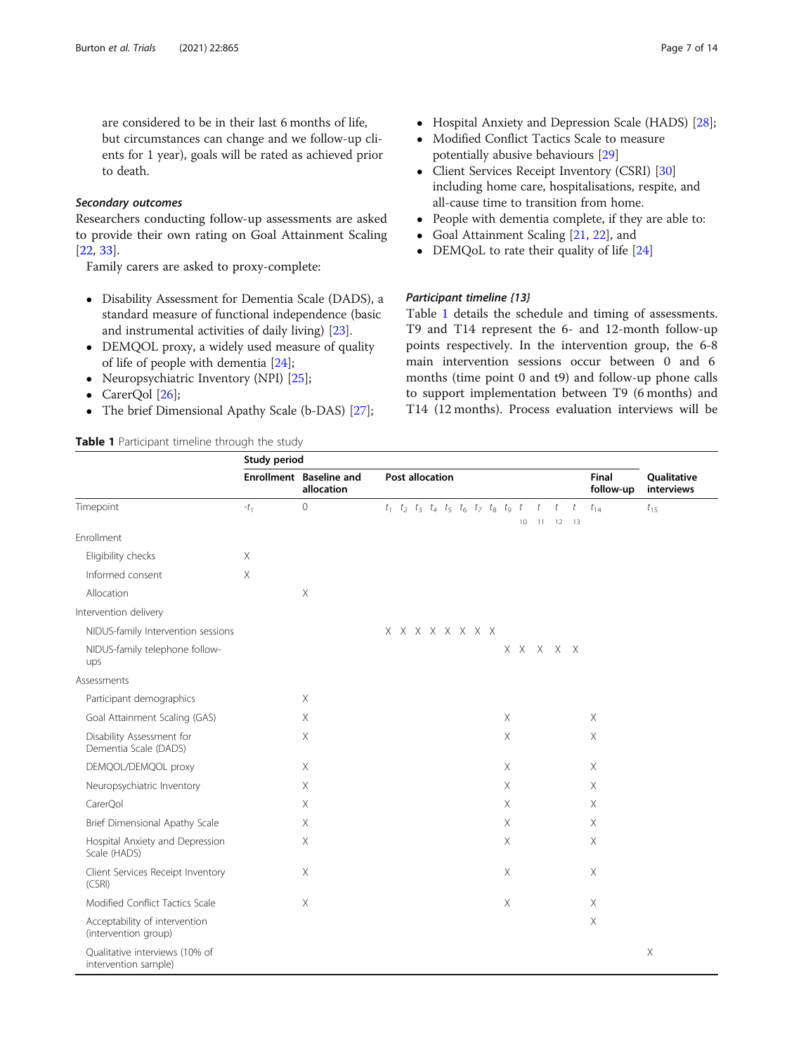are considered to be in their last 6 months of life, but circumstances can change and we follow-up clients for 1 year), goals will be rated as achieved prior to death.

#### *Secondary outcomes*

Researchers conducting follow-up assessments are asked to provide their own rating on Goal Attainment Scaling [22, 33].

Family carers are asked to proxy-complete:

- Disability Assessment for Dementia Scale (DADS), a standard measure of functional independence (basic and instrumental activities of daily living) [23].
- DEMQOL proxy, a widely used measure of quality of life of people with dementia [24];
- Neuropsychiatric Inventory (NPI) [25];
- CarerQol [26];
- The brief Dimensional Apathy Scale (b-DAS) [27];
- Hospital Anxiety and Depression Scale (HADS) [28];
- Modified Conflict Tactics Scale to measure potentially abusive behaviours [29]
- Client Services Receipt Inventory (CSRI) [30] including home care, hospitalisations, respite, and all-cause time to transition from home.
- People with dementia complete, if they are able to:
- Goal Attainment Scaling [21, 22], and
- DEMQoL to rate their quality of life [24]

#### *Participant timeline {13}*

Table 1 details the schedule and timing of assessments. T9 and T14 represent the 6- and 12-month follow-up points respectively. In the intervention group, the 6-8 main intervention sessions occur between 0 and 6 months (time point 0 and t9) and follow-up phone calls to support implementation between T9 (6 months) and T14 (12 months). Process evaluation interviews will be

**Table 1** Participant timeline through the study

| | Study period | | | | | | | | | | | | | | | | |
|---|---|---|---|---|---|---|---|---|---|---|---|---|---|---|---|---|---|
| | Enrollment | Baseline and allocation | Post allocation | | | | | | | | | | | | Final follow-up | Qualitative interviews |
| Timepoint | $-t_1$ | 0 | $t_1$ | $t_2$ | $t_3$ | $t_4$ | $t_5$ | $t_6$ | $t_7$ | $t_8$ | $t_9$ | $t_{10}$ | $t_{11}$ | $t_{12}$ | $t_{13}$ | $t_{14}$ | $t_{15}$ |
| Enrollment | | | | | | | | | | | | | | | | | |
| Eligibility checks | X | | | | | | | | | | | | | | | | |
| Informed consent | X | | | | | | | | | | | | | | | | |
| Allocation | | X | | | | | | | | | | | | | | | |
| Intervention delivery | | | | | | | | | | | | | | | | | |
| NIDUS-family Intervention sessions | | | X | X | X | X | X | X | X | X | | | | | | | |
| NIDUS-family telephone follow-ups | | | | | | | | | | | X | X | X | X | X | | |
| Assessments | | | | | | | | | | | | | | | | | |
| Participant demographics | | X | | | | | | | | | | | | | | | |
| Goal Attainment Scaling (GAS) | | X | | | | | | | | | X | | | | | X | |
| Disability Assessment for Dementia Scale (DADS) | | X | | | | | | | | | X | | | | | X | |
| DEMQOL/DEMQOL proxy | | X | | | | | | | | | X | | | | | X | |
| Neuropsychiatric Inventory | | X | | | | | | | | | X | | | | | X | |
| CarerQol | | X | | | | | | | | | X | | | | | X | |
| Brief Dimensional Apathy Scale | | X | | | | | | | | | X | | | | | X | |
| Hospital Anxiety and Depression Scale (HADS) | | X | | | | | | | | | X | | | | | X | |
| Client Services Receipt Inventory (CSRI) | | X | | | | | | | | | X | | | | | X | |
| Modified Conflict Tactics Scale | | X | | | | | | | | | X | | | | | X | |
| Acceptability of intervention (intervention group) | | | | | | | | | | | | | | | | X | |
| Qualitative interviews (10% of intervention sample) | | | | | | | | | | | | | | | | | X |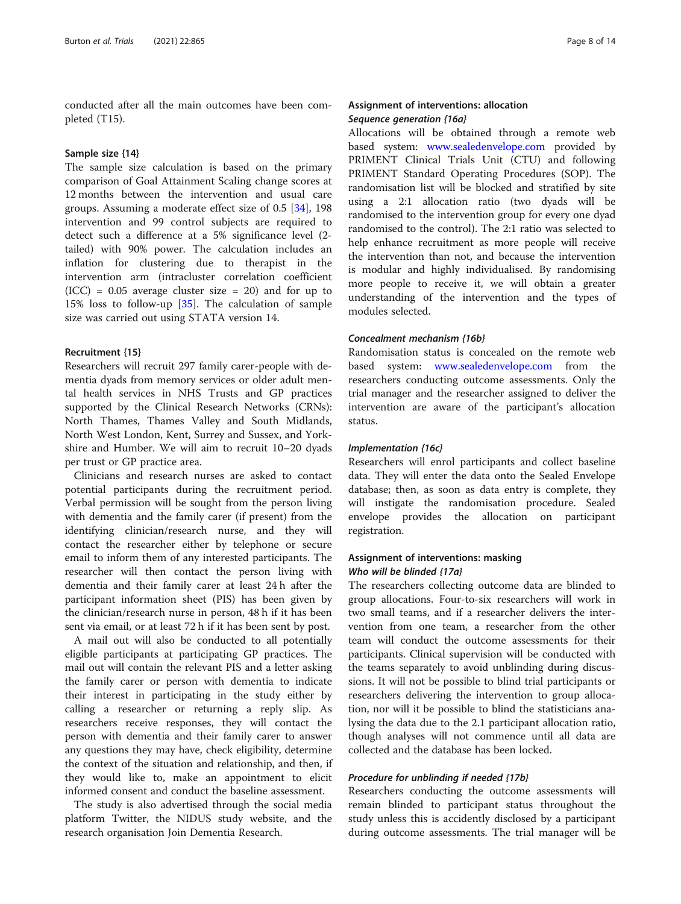conducted after all the main outcomes have been completed (T15).

### Sample size {14}

The sample size calculation is based on the primary comparison of Goal Attainment Scaling change scores at 12 months between the intervention and usual care groups. Assuming a moderate effect size of 0.5 [34], 198 intervention and 99 control subjects are required to detect such a difference at a 5% significance level (2-tailed) with 90% power. The calculation includes an inflation for clustering due to therapist in the intervention arm (intracluster correlation coefficient (ICC) = 0.05 average cluster size = 20) and for up to 15% loss to follow-up [35]. The calculation of sample size was carried out using STATA version 14.

### Recruitment {15}

Researchers will recruit 297 family carer-people with dementia dyads from memory services or older adult mental health services in NHS Trusts and GP practices supported by the Clinical Research Networks (CRNs): North Thames, Thames Valley and South Midlands, North West London, Kent, Surrey and Sussex, and Yorkshire and Humber. We will aim to recruit 10–20 dyads per trust or GP practice area.

Clinicians and research nurses are asked to contact potential participants during the recruitment period. Verbal permission will be sought from the person living with dementia and the family carer (if present) from the identifying clinician/research nurse, and they will contact the researcher either by telephone or secure email to inform them of any interested participants. The researcher will then contact the person living with dementia and their family carer at least 24 h after the participant information sheet (PIS) has been given by the clinician/research nurse in person, 48 h if it has been sent via email, or at least 72 h if it has been sent by post.

A mail out will also be conducted to all potentially eligible participants at participating GP practices. The mail out will contain the relevant PIS and a letter asking the family carer or person with dementia to indicate their interest in participating in the study either by calling a researcher or returning a reply slip. As researchers receive responses, they will contact the person with dementia and their family carer to answer any questions they may have, check eligibility, determine the context of the situation and relationship, and then, if they would like to, make an appointment to elicit informed consent and conduct the baseline assessment.

The study is also advertised through the social media platform Twitter, the NIDUS study website, and the research organisation Join Dementia Research.

### Assignment of interventions: allocation

#### *Sequence generation {16a}*

Allocations will be obtained through a remote web based system: www.sealedenvelope.com provided by PRIMENT Clinical Trials Unit (CTU) and following PRIMENT Standard Operating Procedures (SOP). The randomisation list will be blocked and stratified by site using a 2:1 allocation ratio (two dyads will be randomised to the intervention group for every one dyad randomised to the control). The 2:1 ratio was selected to help enhance recruitment as more people will receive the intervention than not, and because the intervention is modular and highly individualised. By randomising more people to receive it, we will obtain a greater understanding of the intervention and the types of modules selected.

#### *Concealment mechanism {16b}*

Randomisation status is concealed on the remote web based system: www.sealedenvelope.com from the researchers conducting outcome assessments. Only the trial manager and the researcher assigned to deliver the intervention are aware of the participant's allocation status.

#### *Implementation {16c}*

Researchers will enrol participants and collect baseline data. They will enter the data onto the Sealed Envelope database; then, as soon as data entry is complete, they will instigate the randomisation procedure. Sealed envelope provides the allocation on participant registration.

### Assignment of interventions: masking

#### *Who will be blinded {17a}*

The researchers collecting outcome data are blinded to group allocations. Four-to-six researchers will work in two small teams, and if a researcher delivers the intervention from one team, a researcher from the other team will conduct the outcome assessments for their participants. Clinical supervision will be conducted with the teams separately to avoid unblinding during discussions. It will not be possible to blind trial participants or researchers delivering the intervention to group allocation, nor will it be possible to blind the statisticians analysing the data due to the 2:1 participant allocation ratio, though analyses will not commence until all data are collected and the database has been locked.

#### *Procedure for unblinding if needed {17b}*

Researchers conducting the outcome assessments will remain blinded to participant status throughout the study unless this is accidently disclosed by a participant during outcome assessments. The trial manager will be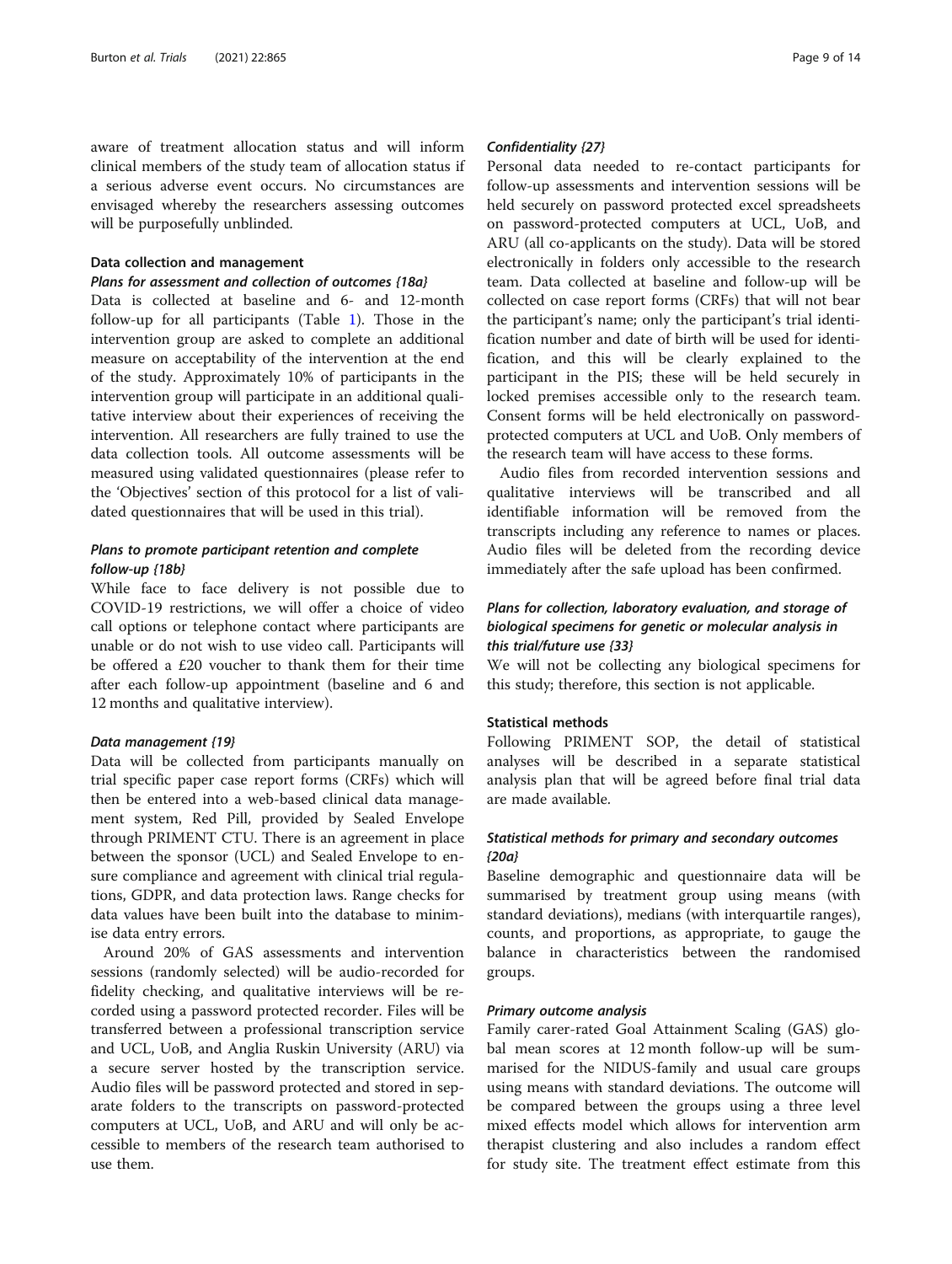aware of treatment allocation status and will inform clinical members of the study team of allocation status if a serious adverse event occurs. No circumstances are envisaged whereby the researchers assessing outcomes will be purposefully unblinded.

## Data collection and management

### *Plans for assessment and collection of outcomes {18a}*

Data is collected at baseline and 6- and 12-month follow-up for all participants (Table 1). Those in the intervention group are asked to complete an additional measure on acceptability of the intervention at the end of the study. Approximately 10% of participants in the intervention group will participate in an additional qualitative interview about their experiences of receiving the intervention. All researchers are fully trained to use the data collection tools. All outcome assessments will be measured using validated questionnaires (please refer to the 'Objectives' section of this protocol for a list of validated questionnaires that will be used in this trial).

### *Plans to promote participant retention and complete follow-up {18b}*

While face to face delivery is not possible due to COVID-19 restrictions, we will offer a choice of video call options or telephone contact where participants are unable or do not wish to use video call. Participants will be offered a £20 voucher to thank them for their time after each follow-up appointment (baseline and 6 and 12 months and qualitative interview).

### *Data management {19}*

Data will be collected from participants manually on trial specific paper case report forms (CRFs) which will then be entered into a web-based clinical data management system, Red Pill, provided by Sealed Envelope through PRIMENT CTU. There is an agreement in place between the sponsor (UCL) and Sealed Envelope to ensure compliance and agreement with clinical trial regulations, GDPR, and data protection laws. Range checks for data values have been built into the database to minimise data entry errors.

Around 20% of GAS assessments and intervention sessions (randomly selected) will be audio-recorded for fidelity checking, and qualitative interviews will be recorded using a password protected recorder. Files will be transferred between a professional transcription service and UCL, UoB, and Anglia Ruskin University (ARU) via a secure server hosted by the transcription service. Audio files will be password protected and stored in separate folders to the transcripts on password-protected computers at UCL, UoB, and ARU and will only be accessible to members of the research team authorised to use them.

### *Confidentiality {27}*

Personal data needed to re-contact participants for follow-up assessments and intervention sessions will be held securely on password protected excel spreadsheets on password-protected computers at UCL, UoB, and ARU (all co-applicants on the study). Data will be stored electronically in folders only accessible to the research team. Data collected at baseline and follow-up will be collected on case report forms (CRFs) that will not bear the participant's name; only the participant's trial identification number and date of birth will be used for identification, and this will be clearly explained to the participant in the PIS; these will be held securely in locked premises accessible only to the research team. Consent forms will be held electronically on password-protected computers at UCL and UoB. Only members of the research team will have access to these forms.

Audio files from recorded intervention sessions and qualitative interviews will be transcribed and all identifiable information will be removed from the transcripts including any reference to names or places. Audio files will be deleted from the recording device immediately after the safe upload has been confirmed.

### *Plans for collection, laboratory evaluation, and storage of biological specimens for genetic or molecular analysis in this trial/future use {33}*

We will not be collecting any biological specimens for this study; therefore, this section is not applicable.

## Statistical methods

Following PRIMENT SOP, the detail of statistical analyses will be described in a separate statistical analysis plan that will be agreed before final trial data are made available.

### *Statistical methods for primary and secondary outcomes {20a}*

Baseline demographic and questionnaire data will be summarised by treatment group using means (with standard deviations), medians (with interquartile ranges), counts, and proportions, as appropriate, to gauge the balance in characteristics between the randomised groups.

### *Primary outcome analysis*

Family carer-rated Goal Attainment Scaling (GAS) global mean scores at 12 month follow-up will be summarised for the NIDUS-family and usual care groups using means with standard deviations. The outcome will be compared between the groups using a three level mixed effects model which allows for intervention arm therapist clustering and also includes a random effect for study site. The treatment effect estimate from this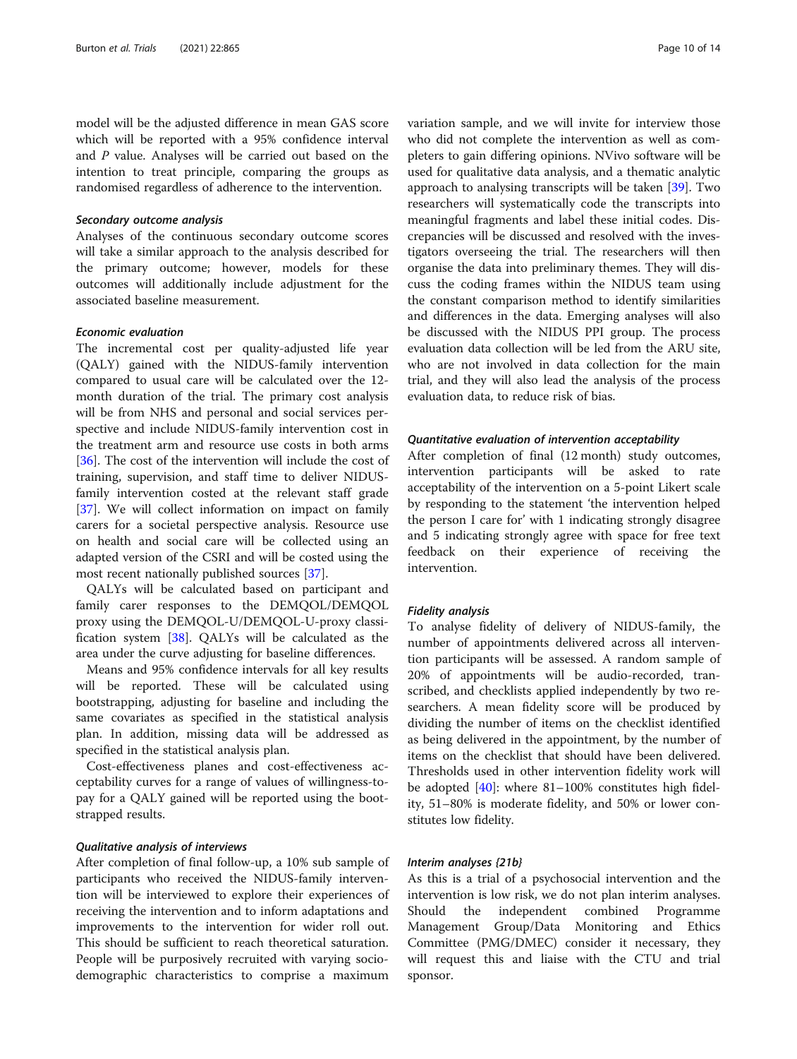model will be the adjusted difference in mean GAS score which will be reported with a 95% confidence interval and *P* value. Analyses will be carried out based on the intention to treat principle, comparing the groups as randomised regardless of adherence to the intervention.

#### *Secondary outcome analysis*

Analyses of the continuous secondary outcome scores will take a similar approach to the analysis described for the primary outcome; however, models for these outcomes will additionally include adjustment for the associated baseline measurement.

#### *Economic evaluation*

The incremental cost per quality-adjusted life year (QALY) gained with the NIDUS-family intervention compared to usual care will be calculated over the 12-month duration of the trial. The primary cost analysis will be from NHS and personal and social services perspective and include NIDUS-family intervention cost in the treatment arm and resource use costs in both arms [36]. The cost of the intervention will include the cost of training, supervision, and staff time to deliver NIDUS-family intervention costed at the relevant staff grade [37]. We will collect information on impact on family carers for a societal perspective analysis. Resource use on health and social care will be collected using an adapted version of the CSRI and will be costed using the most recent nationally published sources [37].

QALYs will be calculated based on participant and family carer responses to the DEMQOL/DEMQOL proxy using the DEMQOL-U/DEMQOL-U-proxy classification system [38]. QALYs will be calculated as the area under the curve adjusting for baseline differences.

Means and 95% confidence intervals for all key results will be reported. These will be calculated using bootstrapping, adjusting for baseline and including the same covariates as specified in the statistical analysis plan. In addition, missing data will be addressed as specified in the statistical analysis plan.

Cost-effectiveness planes and cost-effectiveness acceptability curves for a range of values of willingness-to-pay for a QALY gained will be reported using the bootstrapped results.

#### *Qualitative analysis of interviews*

After completion of final follow-up, a 10% sub sample of participants who received the NIDUS-family intervention will be interviewed to explore their experiences of receiving the intervention and to inform adaptations and improvements to the intervention for wider roll out. This should be sufficient to reach theoretical saturation. People will be purposively recruited with varying sociodemographic characteristics to comprise a maximum variation sample, and we will invite for interview those who did not complete the intervention as well as completers to gain differing opinions. NVivo software will be used for qualitative data analysis, and a thematic analytic approach to analysing transcripts will be taken [39]. Two researchers will systematically code the transcripts into meaningful fragments and label these initial codes. Discrepancies will be discussed and resolved with the investigators overseeing the trial. The researchers will then organise the data into preliminary themes. They will discuss the coding frames within the NIDUS team using the constant comparison method to identify similarities and differences in the data. Emerging analyses will also be discussed with the NIDUS PPI group. The process evaluation data collection will be led from the ARU site, who are not involved in data collection for the main trial, and they will also lead the analysis of the process evaluation data, to reduce risk of bias.

#### *Quantitative evaluation of intervention acceptability*

After completion of final (12 month) study outcomes, intervention participants will be asked to rate acceptability of the intervention on a 5-point Likert scale by responding to the statement 'the intervention helped the person I care for' with 1 indicating strongly disagree and 5 indicating strongly agree with space for free text feedback on their experience of receiving the intervention.

#### *Fidelity analysis*

To analyse fidelity of delivery of NIDUS-family, the number of appointments delivered across all intervention participants will be assessed. A random sample of 20% of appointments will be audio-recorded, transcribed, and checklists applied independently by two researchers. A mean fidelity score will be produced by dividing the number of items on the checklist identified as being delivered in the appointment, by the number of items on the checklist that should have been delivered. Thresholds used in other intervention fidelity work will be adopted [40]: where 81–100% constitutes high fidelity, 51–80% is moderate fidelity, and 50% or lower constitutes low fidelity.

#### *Interim analyses {21b}*

As this is a trial of a psychosocial intervention and the intervention is low risk, we do not plan interim analyses. Should the independent combined Programme Management Group/Data Monitoring and Ethics Committee (PMG/DMEC) consider it necessary, they will request this and liaise with the CTU and trial sponsor.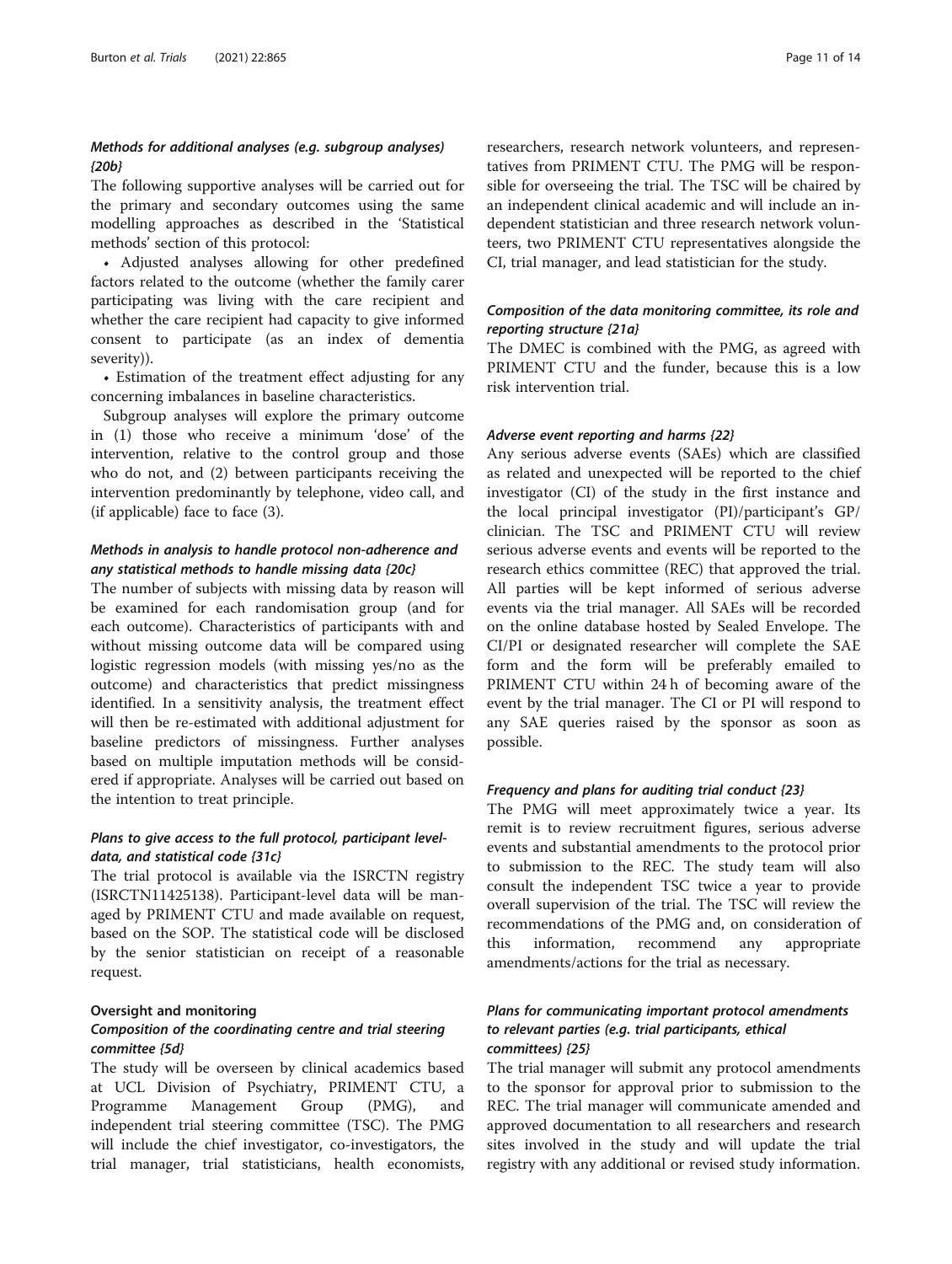### *Methods for additional analyses (e.g. subgroup analyses) {20b}*

The following supportive analyses will be carried out for the primary and secondary outcomes using the same modelling approaches as described in the 'Statistical methods' section of this protocol:

- Adjusted analyses allowing for other predefined factors related to the outcome (whether the family carer participating was living with the care recipient and whether the care recipient had capacity to give informed consent to participate (as an index of dementia severity)).
- Estimation of the treatment effect adjusting for any concerning imbalances in baseline characteristics.

Subgroup analyses will explore the primary outcome in (1) those who receive a minimum 'dose' of the intervention, relative to the control group and those who do not, and (2) between participants receiving the intervention predominantly by telephone, video call, and (if applicable) face to face (3).

### *Methods in analysis to handle protocol non-adherence and any statistical methods to handle missing data {20c}*

The number of subjects with missing data by reason will be examined for each randomisation group (and for each outcome). Characteristics of participants with and without missing outcome data will be compared using logistic regression models (with missing yes/no as the outcome) and characteristics that predict missingness identified. In a sensitivity analysis, the treatment effect will then be re-estimated with additional adjustment for baseline predictors of missingness. Further analyses based on multiple imputation methods will be considered if appropriate. Analyses will be carried out based on the intention to treat principle.

### *Plans to give access to the full protocol, participant level-data, and statistical code {31c}*

The trial protocol is available via the ISRCTN registry (ISRCTN11425138). Participant-level data will be managed by PRIMENT CTU and made available on request, based on the SOP. The statistical code will be disclosed by the senior statistician on receipt of a reasonable request.

## Oversight and monitoring

### *Composition of the coordinating centre and trial steering committee {5d}*

The study will be overseen by clinical academics based at UCL Division of Psychiatry, PRIMENT CTU, a Programme Management Group (PMG), and independent trial steering committee (TSC). The PMG will include the chief investigator, co-investigators, the trial manager, trial statisticians, health economists, researchers, research network volunteers, and representatives from PRIMENT CTU. The PMG will be responsible for overseeing the trial. The TSC will be chaired by an independent clinical academic and will include an independent statistician and three research network volunteers, two PRIMENT CTU representatives alongside the CI, trial manager, and lead statistician for the study.

### *Composition of the data monitoring committee, its role and reporting structure {21a}*

The DMEC is combined with the PMG, as agreed with PRIMENT CTU and the funder, because this is a low risk intervention trial.

### *Adverse event reporting and harms {22}*

Any serious adverse events (SAEs) which are classified as related and unexpected will be reported to the chief investigator (CI) of the study in the first instance and the local principal investigator (PI)/participant's GP/clinician. The TSC and PRIMENT CTU will review serious adverse events and events will be reported to the research ethics committee (REC) that approved the trial. All parties will be kept informed of serious adverse events via the trial manager. All SAEs will be recorded on the online database hosted by Sealed Envelope. The CI/PI or designated researcher will complete the SAE form and the form will be preferably emailed to PRIMENT CTU within 24 h of becoming aware of the event by the trial manager. The CI or PI will respond to any SAE queries raised by the sponsor as soon as possible.

### *Frequency and plans for auditing trial conduct {23}*

The PMG will meet approximately twice a year. Its remit is to review recruitment figures, serious adverse events and substantial amendments to the protocol prior to submission to the REC. The study team will also consult the independent TSC twice a year to provide overall supervision of the trial. The TSC will review the recommendations of the PMG and, on consideration of this information, recommend any appropriate amendments/actions for the trial as necessary.

### *Plans for communicating important protocol amendments to relevant parties (e.g. trial participants, ethical committees) {25}*

The trial manager will submit any protocol amendments to the sponsor for approval prior to submission to the REC. The trial manager will communicate amended and approved documentation to all researchers and research sites involved in the study and will update the trial registry with any additional or revised study information.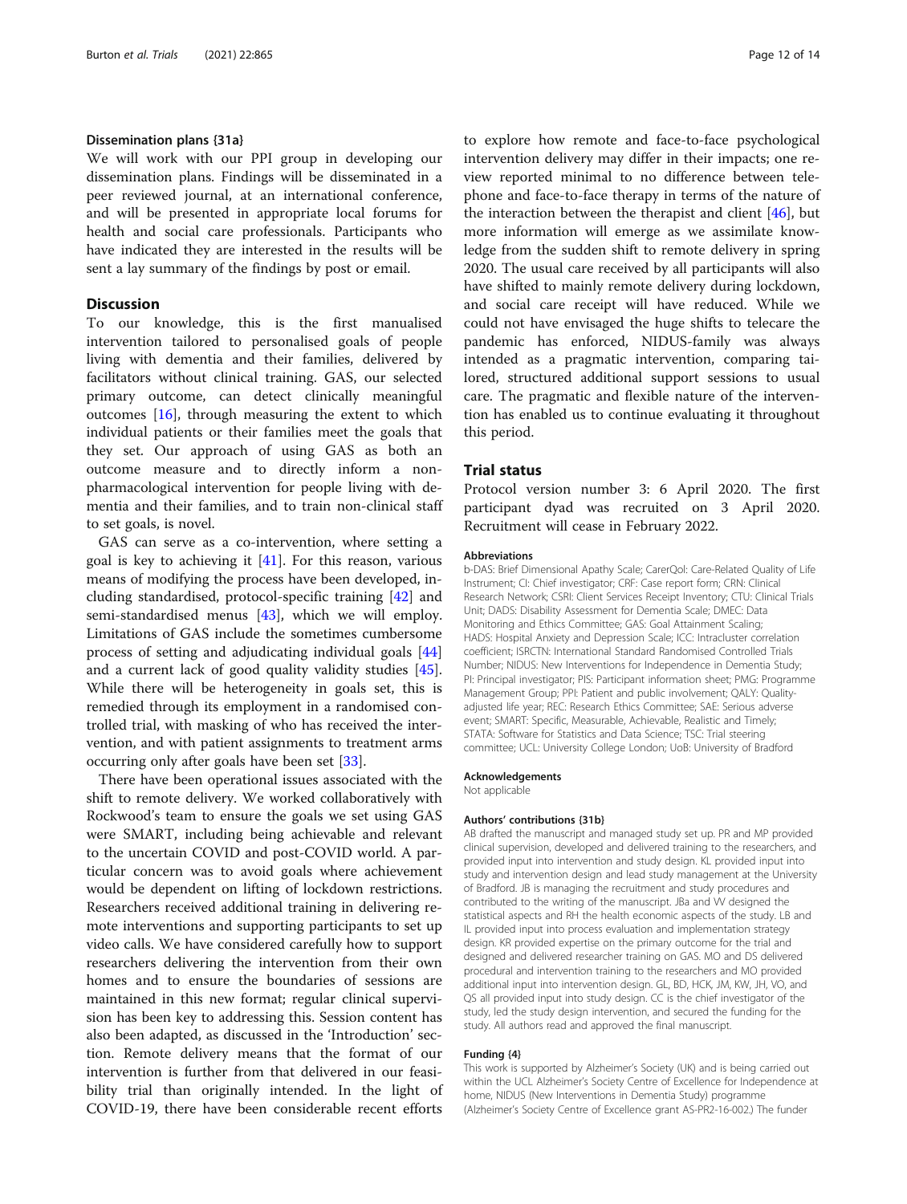## Dissemination plans {31a}

We will work with our PPI group in developing our dissemination plans. Findings will be disseminated in a peer reviewed journal, at an international conference, and will be presented in appropriate local forums for health and social care professionals. Participants who have indicated they are interested in the results will be sent a lay summary of the findings by post or email.

## Discussion

To our knowledge, this is the first manualised intervention tailored to personalised goals of people living with dementia and their families, delivered by facilitators without clinical training. GAS, our selected primary outcome, can detect clinically meaningful outcomes [16], through measuring the extent to which individual patients or their families meet the goals that they set. Our approach of using GAS as both an outcome measure and to directly inform a non-pharmacological intervention for people living with dementia and their families, and to train non-clinical staff to set goals, is novel.

GAS can serve as a co-intervention, where setting a goal is key to achieving it [41]. For this reason, various means of modifying the process have been developed, including standardised, protocol-specific training [42] and semi-standardised menus [43], which we will employ. Limitations of GAS include the sometimes cumbersome process of setting and adjudicating individual goals [44] and a current lack of good quality validity studies [45]. While there will be heterogeneity in goals set, this is remedied through its employment in a randomised controlled trial, with masking of who has received the intervention, and with patient assignments to treatment arms occurring only after goals have been set [33].

There have been operational issues associated with the shift to remote delivery. We worked collaboratively with Rockwood's team to ensure the goals we set using GAS were SMART, including being achievable and relevant to the uncertain COVID and post-COVID world. A particular concern was to avoid goals where achievement would be dependent on lifting of lockdown restrictions. Researchers received additional training in delivering remote interventions and supporting participants to set up video calls. We have considered carefully how to support researchers delivering the intervention from their own homes and to ensure the boundaries of sessions are maintained in this new format; regular clinical supervision has been key to addressing this. Session content has also been adapted, as discussed in the 'Introduction' section. Remote delivery means that the format of our intervention is further from that delivered in our feasibility trial than originally intended. In the light of COVID-19, there have been considerable recent efforts to explore how remote and face-to-face psychological intervention delivery may differ in their impacts; one review reported minimal to no difference between telephone and face-to-face therapy in terms of the nature of the interaction between the therapist and client [46], but more information will emerge as we assimilate knowledge from the sudden shift to remote delivery in spring 2020. The usual care received by all participants will also have shifted to mainly remote delivery during lockdown, and social care receipt will have reduced. While we could not have envisaged the huge shifts to telecare the pandemic has enforced, NIDUS-family was always intended as a pragmatic intervention, comparing tailored, structured additional support sessions to usual care. The pragmatic and flexible nature of the intervention has enabled us to continue evaluating it throughout this period.

## Trial status

Protocol version number 3: 6 April 2020. The first participant dyad was recruited on 3 April 2020. Recruitment will cease in February 2022.

#### Abbreviations

b-DAS: Brief Dimensional Apathy Scale; CarerQol: Care-Related Quality of Life Instrument; CI: Chief investigator; CRF: Case report form; CRN: Clinical Research Network; CSRI: Client Services Receipt Inventory; CTU: Clinical Trials Unit; DADS: Disability Assessment for Dementia Scale; DMEC: Data Monitoring and Ethics Committee; GAS: Goal Attainment Scaling; HADS: Hospital Anxiety and Depression Scale; ICC: Intracluster correlation coefficient; ISRCTN: International Standard Randomised Controlled Trials Number; NIDUS: New Interventions for Independence in Dementia Study; PI: Principal investigator; PIS: Participant information sheet; PMG: Programme Management Group; PPI: Patient and public involvement; QALY: Quality-adjusted life year; REC: Research Ethics Committee; SAE: Serious adverse event; SMART: Specific, Measurable, Achievable, Realistic and Timely; STATA: Software for Statistics and Data Science; TSC: Trial steering committee; UCL: University College London; UoB: University of Bradford

#### Acknowledgements

Not applicable

#### Authors' contributions {31b}

AB drafted the manuscript and managed study set up. PR and MP provided clinical supervision, developed and delivered training to the researchers, and provided input into intervention and study design. KL provided input into study and intervention design and lead study management at the University of Bradford. JB is managing the recruitment and study procedures and contributed to the writing of the manuscript. JBa and VV designed the statistical aspects and RH the health economic aspects of the study. LB and IL provided input into process evaluation and implementation strategy design. KR provided expertise on the primary outcome for the trial and designed and delivered researcher training on GAS. MO and DS delivered procedural and intervention training to the researchers and MO provided additional input into intervention design. GL, BD, HCK, JM, KW, JH, VO, and QS all provided input into study design. CC is the chief investigator of the study, led the study design intervention, and secured the funding for the study. All authors read and approved the final manuscript.

#### Funding {4}

This work is supported by Alzheimer's Society (UK) and is being carried out within the UCL Alzheimer's Society Centre of Excellence for Independence at home, NIDUS (New Interventions in Dementia Study) programme (Alzheimer's Society Centre of Excellence grant AS-PR2-16-002.) The funder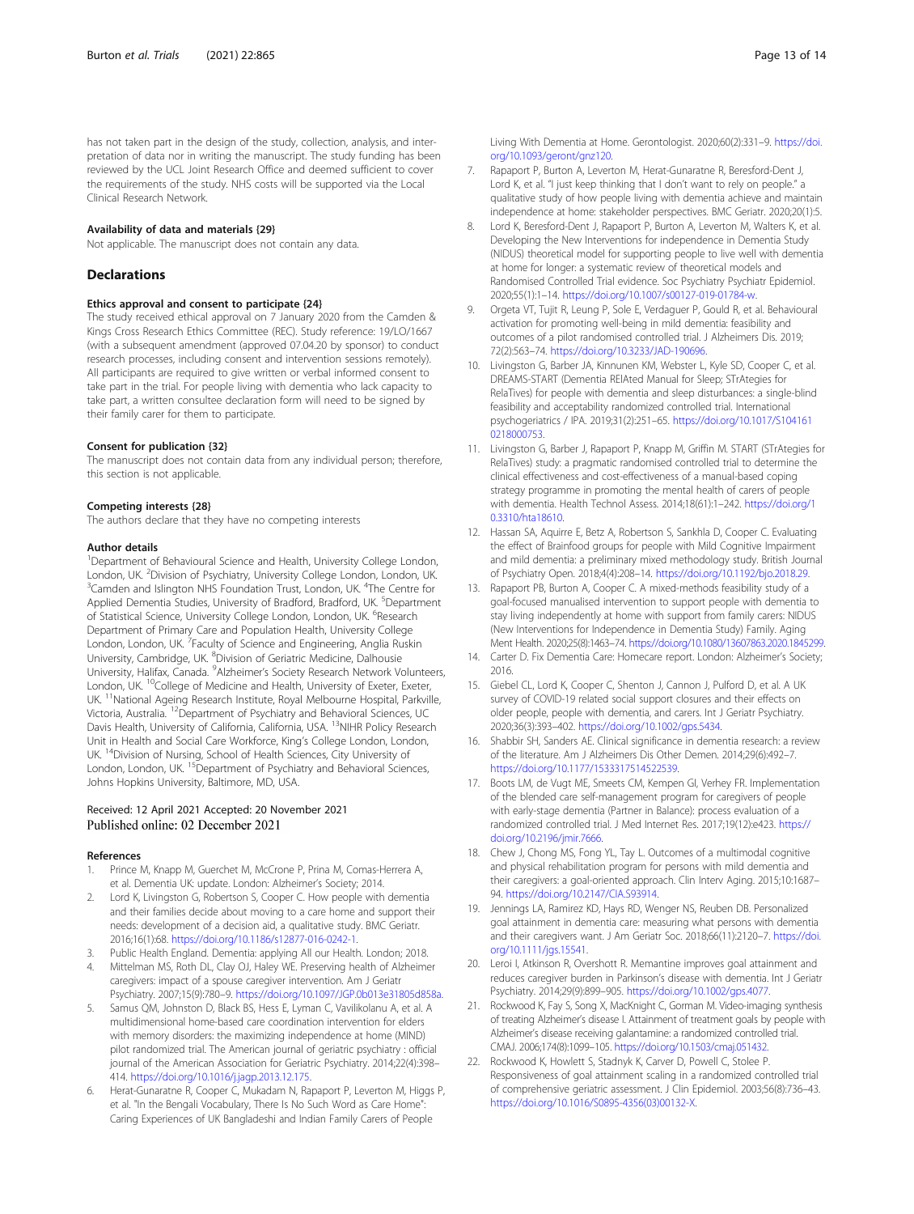has not taken part in the design of the study, collection, analysis, and interpretation of data nor in writing the manuscript. The study funding has been reviewed by the UCL Joint Research Office and deemed sufficient to cover the requirements of the study. NHS costs will be supported via the Local Clinical Research Network.

### Availability of data and materials {29}

Not applicable. The manuscript does not contain any data.

## Declarations

### Ethics approval and consent to participate {24}

The study received ethical approval on 7 January 2020 from the Camden & Kings Cross Research Ethics Committee (REC). Study reference: 19/LO/1667 (with a subsequent amendment (approved 07.04.20 by sponsor) to conduct research processes, including consent and intervention sessions remotely). All participants are required to give written or verbal informed consent to take part in the trial. For people living with dementia who lack capacity to take part, a written consultee declaration form will need to be signed by their family carer for them to participate.

### Consent for publication {32}

The manuscript does not contain data from any individual person; therefore, this section is not applicable.

### Competing interests {28}

The authors declare that they have no competing interests

### Author details

[1]Department of Behavioural Science and Health, University College London, London, UK. [2]Division of Psychiatry, University College London, London, UK. [3]Camden and Islington NHS Foundation Trust, London, UK. [4]The Centre for Applied Dementia Studies, University of Bradford, Bradford, UK. [5]Department of Statistical Science, University College London, London, UK. [6]Research Department of Primary Care and Population Health, University College London, London, UK. [7]Faculty of Science and Engineering, Anglia Ruskin University, Cambridge, UK. [8]Division of Geriatric Medicine, Dalhousie University, Halifax, Canada. [9]Alzheimer's Society Research Network Volunteers, London, UK. [10]College of Medicine and Health, University of Exeter, Exeter, UK. [11]National Ageing Research Institute, Royal Melbourne Hospital, Parkville, Victoria, Australia. [12]Department of Psychiatry and Behavioral Sciences, UC Davis Health, University of California, California, USA. [13]NIHR Policy Research Unit in Health and Social Care Workforce, King's College London, London, UK. [14]Division of Nursing, School of Health Sciences, City University of London, London, UK. [15]Department of Psychiatry and Behavioral Sciences, Johns Hopkins University, Baltimore, MD, USA.

Received: 12 April 2021 Accepted: 20 November 2021
Published online: 02 December 2021

### References

1. Prince M, Knapp M, Guerchet M, McCrone P, Prina M, Comas-Herrera A, et al. Dementia UK: update. London: Alzheimer's Society; 2014.
2. Lord K, Livingston G, Robertson S, Cooper C. How people with dementia and their families decide about moving to a care home and support their needs: development of a decision aid, a qualitative study. BMC Geriatr. 2016;16(1):68. https://doi.org/10.1186/s12877-016-0242-1.
3. Public Health England. Dementia: applying All our Health. London; 2018.
4. Mittelman MS, Roth DL, Clay OJ, Haley WE. Preserving health of Alzheimer caregivers: impact of a spouse caregiver intervention. Am J Geriatr Psychiatry. 2007;15(9):780–9. https://doi.org/10.1097/JGP.0b013e31805d858a.
5. Samus QM, Johnston D, Black BS, Hess E, Lyman C, Vavilikolanu A, et al. A multidimensional home-based care coordination intervention for elders with memory disorders: the maximizing independence at home (MIND) pilot randomized trial. The American journal of geriatric psychiatry : official journal of the American Association for Geriatric Psychiatry. 2014;22(4):398–414. https://doi.org/10.1016/j.jagp.2013.12.175.
6. Herat-Gunaratne R, Cooper C, Mukadam N, Rapaport P, Leverton M, Higgs P, et al. "In the Bengali Vocabulary, There Is No Such Word as Care Home": Caring Experiences of UK Bangladeshi and Indian Family Carers of People Living With Dementia at Home. Gerontologist. 2020;60(2):331–9. https://doi.org/10.1093/geront/gnz120.
7. Rapaport P, Burton A, Leverton M, Herat-Gunaratne R, Beresford-Dent J, Lord K, et al. "I just keep thinking that I don't want to rely on people." a qualitative study of how people living with dementia achieve and maintain independence at home: stakeholder perspectives. BMC Geriatr. 2020;20(1):5.
8. Lord K, Beresford-Dent J, Rapaport P, Burton A, Leverton M, Walters K, et al. Developing the New Interventions for independence in Dementia Study (NIDUS) theoretical model for supporting people to live well with dementia at home for longer: a systematic review of theoretical models and Randomised Controlled Trial evidence. Soc Psychiatry Psychiatr Epidemiol. 2020;55(1):1–14. https://doi.org/10.1007/s00127-019-01784-w.
9. Orgeta VT, Tujit R, Leung P, Sole E, Verdaguer P, Gould R, et al. Behavioural activation for promoting well-being in mild dementia: feasibility and outcomes of a pilot randomised controlled trial. J Alzheimers Dis. 2019; 72(2):563–74. https://doi.org/10.3233/JAD-190696.
10. Livingston G, Barber JA, Kinnunen KM, Webster L, Kyle SD, Cooper C, et al. DREAMS-START (Dementia RElAted Manual for Sleep; STrAtegies for RelaTives) for people with dementia and sleep disturbances: a single-blind feasibility and acceptability randomized controlled trial. International psychogeriatrics / IPA. 2019;31(2):251–65. https://doi.org/10.1017/S1041610218000753.
11. Livingston G, Barber J, Rapaport P, Knapp M, Griffin M. START (STrAtegies for RelaTives) study: a pragmatic randomised controlled trial to determine the clinical effectiveness and cost-effectiveness of a manual-based coping strategy programme in promoting the mental health of carers of people with dementia. Health Technol Assess. 2014;18(61):1–242. https://doi.org/10.3310/hta18610.
12. Hassan SA, Aquirre E, Betz A, Robertson S, Sankhla D, Cooper C. Evaluating the effect of Brainfood groups for people with Mild Cognitive Impairment and mild dementia: a preliminary mixed methodology study. British Journal of Psychiatry Open. 2018;4(4):208–14. https://doi.org/10.1192/bjo.2018.29.
13. Rapaport PB, Burton A, Cooper C. A mixed-methods feasibility study of a goal-focused manualised intervention to support people with dementia to stay living independently at home with support from family carers: NIDUS (New Interventions for Independence in Dementia Study) Family. Aging Ment Health. 2020;25(8):1463–74. https://doi.org/10.1080/13607863.2020.1845299.
14. Carter D. Fix Dementia Care: Homecare report. London: Alzheimer's Society; 2016.
15. Giebel CL, Lord K, Cooper C, Shenton J, Cannon J, Pulford D, et al. A UK survey of COVID-19 related social support closures and their effects on older people, people with dementia, and carers. Int J Geriatr Psychiatry. 2020;36(3):393–402. https://doi.org/10.1002/gps.5434.
16. Shabbir SH, Sanders AE. Clinical significance in dementia research: a review of the literature. Am J Alzheimers Dis Other Demen. 2014;29(6):492–7. https://doi.org/10.1177/1533317514522539.
17. Boots LM, de Vugt ME, Smeets CM, Kempen GI, Verhey FR. Implementation of the blended care self-management program for caregivers of people with early-stage dementia (Partner in Balance): process evaluation of a randomized controlled trial. J Med Internet Res. 2017;19(12):e423. https://doi.org/10.2196/jmir.7666.
18. Chew J, Chong MS, Fong YL, Tay L. Outcomes of a multimodal cognitive and physical rehabilitation program for persons with mild dementia and their caregivers: a goal-oriented approach. Clin Interv Aging. 2015;10:1687–94. https://doi.org/10.2147/CIA.S93914.
19. Jennings LA, Ramirez KD, Hays RD, Wenger NS, Reuben DB. Personalized goal attainment in dementia care: measuring what persons with dementia and their caregivers want. J Am Geriatr Soc. 2018;66(11):2120–7. https://doi.org/10.1111/jgs.15541.
20. Leroi I, Atkinson R, Overshott R. Memantine improves goal attainment and reduces caregiver burden in Parkinson's disease with dementia. Int J Geriatr Psychiatry. 2014;29(9):899–905. https://doi.org/10.1002/gps.4077.
21. Rockwood K, Fay S, Song X, MacKnight C, Gorman M. Video-imaging synthesis of treating Alzheimer's disease I. Attainment of treatment goals by people with Alzheimer's disease receiving galantamine: a randomized controlled trial. CMAJ. 2006;174(8):1099–105. https://doi.org/10.1503/cmaj.051432.
22. Rockwood K, Howlett S, Stadnyk K, Carver D, Powell C, Stolee P. Responsiveness of goal attainment scaling in a randomized controlled trial of comprehensive geriatric assessment. J Clin Epidemiol. 2003;56(8):736–43. https://doi.org/10.1016/S0895-4356(03)00132-X.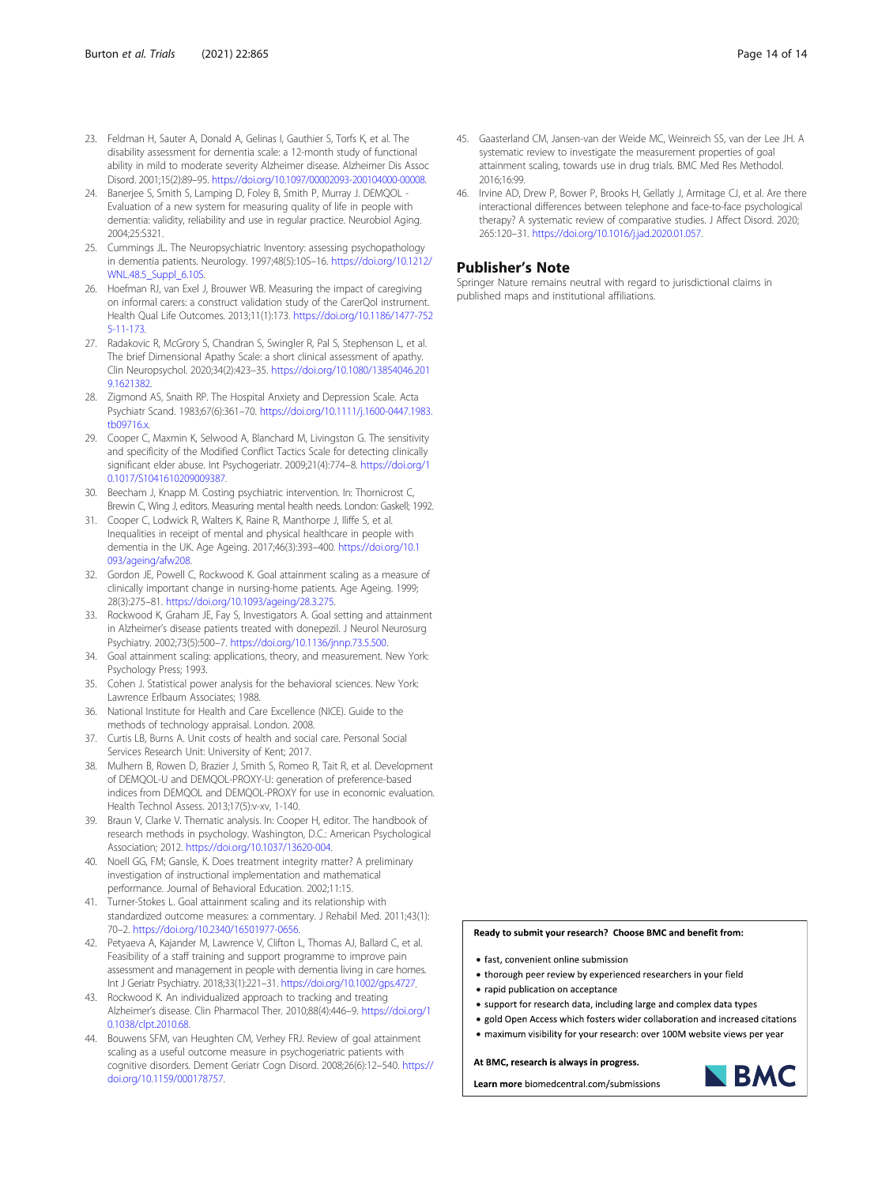23. Feldman H, Sauter A, Donald A, Gelinas I, Gauthier S, Torfs K, et al. The disability assessment for dementia scale: a 12-month study of functional ability in mild to moderate severity Alzheimer disease. Alzheimer Dis Assoc Disord. 2001;15(2):89–95. https://doi.org/10.1097/00002093-200104000-00008.
24. Banerjee S, Smith S, Lamping D, Foley B, Smith P, Murray J. DEMQOL - Evaluation of a new system for measuring quality of life in people with dementia: validity, reliability and use in regular practice. Neurobiol Aging. 2004;25:S321.
25. Cummings JL. The Neuropsychiatric Inventory: assessing psychopathology in dementia patients. Neurology. 1997;48(5):10S–16. https://doi.org/10.1212/WNL.48.5_Suppl_6.10S.
26. Hoefman RJ, van Exel J, Brouwer WB. Measuring the impact of caregiving on informal carers: a construct validation study of the CarerQol instrument. Health Qual Life Outcomes. 2013;11(1):173. https://doi.org/10.1186/1477-7525-11-173.
27. Radakovic R, McGrory S, Chandran S, Swingler R, Pal S, Stephenson L, et al. The brief Dimensional Apathy Scale: a short clinical assessment of apathy. Clin Neuropsychol. 2020;34(2):423–35. https://doi.org/10.1080/13854046.2019.1621382.
28. Zigmond AS, Snaith RP. The Hospital Anxiety and Depression Scale. Acta Psychiatr Scand. 1983;67(6):361–70. https://doi.org/10.1111/j.1600-0447.1983.tb09716.x.
29. Cooper C, Maxmin K, Selwood A, Blanchard M, Livingston G. The sensitivity and specificity of the Modified Conflict Tactics Scale for detecting clinically significant elder abuse. Int Psychogeriatr. 2009;21(4):774–8. https://doi.org/10.1017/S1041610209009387.
30. Beecham J, Knapp M. Costing psychiatric intervention. In: Thornicrost C, Brewin C, Wing J, editors. Measuring mental health needs. London: Gaskell; 1992.
31. Cooper C, Lodwick R, Walters K, Raine R, Manthorpe J, Iliffe S, et al. Inequalities in receipt of mental and physical healthcare in people with dementia in the UK. Age Ageing. 2017;46(3):393–400. https://doi.org/10.1093/ageing/afw208.
32. Gordon JE, Powell C, Rockwood K. Goal attainment scaling as a measure of clinically important change in nursing-home patients. Age Ageing. 1999;28(3):275–81. https://doi.org/10.1093/ageing/28.3.275.
33. Rockwood K, Graham JE, Fay S, Investigators A. Goal setting and attainment in Alzheimer's disease patients treated with donepezil. J Neurol Neurosurg Psychiatry. 2002;73(5):500–7. https://doi.org/10.1136/jnnp.73.5.500.
34. Goal attainment scaling: applications, theory, and measurement. New York: Psychology Press; 1993.
35. Cohen J. Statistical power analysis for the behavioral sciences. New York: Lawrence Erlbaum Associates; 1988.
36. National Institute for Health and Care Excellence (NICE). Guide to the methods of technology appraisal. London. 2008.
37. Curtis LB, Burns A. Unit costs of health and social care. Personal Social Services Research Unit: University of Kent; 2017.
38. Mulhern B, Rowen D, Brazier J, Smith S, Romeo R, Tait R, et al. Development of DEMQOL-U and DEMQOL-PROXY-U: generation of preference-based indices from DEMQOL and DEMQOL-PROXY for use in economic evaluation. Health Technol Assess. 2013;17(5):v-xv, 1-140.
39. Braun V, Clarke V. Thematic analysis. In: Cooper H, editor. The handbook of research methods in psychology. Washington, D.C.: American Psychological Association; 2012. https://doi.org/10.1037/13620-004.
40. Noell GG, FM; Gansle, K. Does treatment integrity matter? A preliminary investigation of instructional implementation and mathematical performance. Journal of Behavioral Education. 2002;11:15.
41. Turner-Stokes L. Goal attainment scaling and its relationship with standardized outcome measures: a commentary. J Rehabil Med. 2011;43(1):70–2. https://doi.org/10.2340/16501977-0656.
42. Petyaeva A, Kajander M, Lawrence V, Clifton L, Thomas AJ, Ballard C, et al. Feasibility of a staff training and support programme to improve pain assessment and management in people with dementia living in care homes. Int J Geriatr Psychiatry. 2018;33(1):221–31. https://doi.org/10.1002/gps.4727.
43. Rockwood K. An individualized approach to tracking and treating Alzheimer's disease. Clin Pharmacol Ther. 2010;88(4):446–9. https://doi.org/10.1038/clpt.2010.68.
44. Bouwens SFM, van Heughten CM, Verhey FRJ. Review of goal attainment scaling as a useful outcome measure in psychogeriatric patients with cognitive disorders. Dement Geriatr Cogn Disord. 2008;26(6):12–540. https://doi.org/10.1159/000178757.
45. Gaasterland CM, Jansen-van der Weide MC, Weinreich SS, van der Lee JH. A systematic review to investigate the measurement properties of goal attainment scaling, towards use in drug trials. BMC Med Res Methodol. 2016;16:99.
46. Irvine AD, Drew P, Bower P, Brooks H, Gellatly J, Armitage CJ, et al. Are there interactional differences between telephone and face-to-face psychological therapy? A systematic review of comparative studies. J Affect Disord. 2020;265:120–31. https://doi.org/10.1016/j.jad.2020.01.057.

## Publisher's Note

Springer Nature remains neutral with regard to jurisdictional claims in published maps and institutional affiliations.

**Ready to submit your research? Choose BMC and benefit from:**

- fast, convenient online submission
- thorough peer review by experienced researchers in your field
- rapid publication on acceptance
- support for research data, including large and complex data types
- gold Open Access which fosters wider collaboration and increased citations
- maximum visibility for your research: over 100M website views per year

**At BMC, research is always in progress.**

**Learn more** biomedcentral.com/submissions

BMC